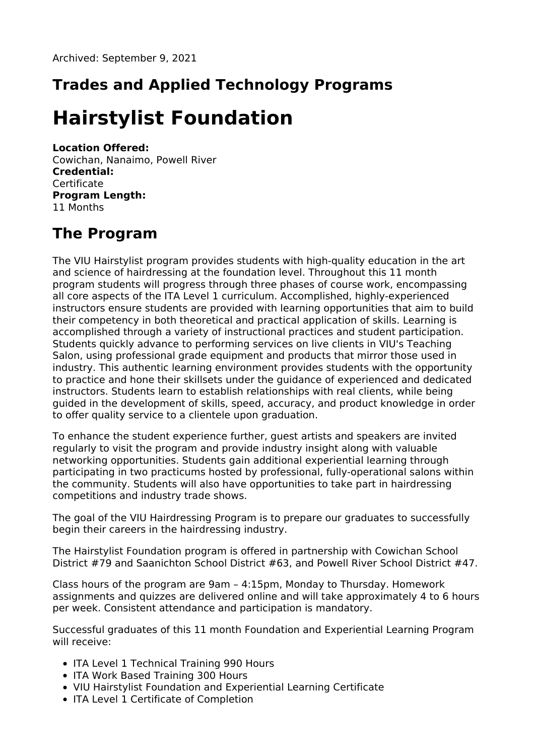Archived: September 9, 2021

## Trades and Applied Technology Programs

# Hairstylist Foundation

**Location Offered:**
Cowichan, Nanaimo, Powell River
**Credential:**
Certificate
**Program Length:**
11 Months

## The Program

The VIU Hairstylist program provides students with high-quality education in the art and science of hairdressing at the foundation level. Throughout this 11 month program students will progress through three phases of course work, encompassing all core aspects of the ITA Level 1 curriculum. Accomplished, highly-experienced instructors ensure students are provided with learning opportunities that aim to build their competency in both theoretical and practical application of skills. Learning is accomplished through a variety of instructional practices and student participation. Students quickly advance to performing services on live clients in VIU's Teaching Salon, using professional grade equipment and products that mirror those used in industry. This authentic learning environment provides students with the opportunity to practice and hone their skillsets under the guidance of experienced and dedicated instructors. Students learn to establish relationships with real clients, while being guided in the development of skills, speed, accuracy, and product knowledge in order to offer quality service to a clientele upon graduation.

To enhance the student experience further, guest artists and speakers are invited regularly to visit the program and provide industry insight along with valuable networking opportunities. Students gain additional experiential learning through participating in two practicums hosted by professional, fully-operational salons within the community. Students will also have opportunities to take part in hairdressing competitions and industry trade shows.

The goal of the VIU Hairdressing Program is to prepare our graduates to successfully begin their careers in the hairdressing industry.

The Hairstylist Foundation program is offered in partnership with Cowichan School District #79 and Saanichton School District #63, and Powell River School District #47.

Class hours of the program are 9am – 4:15pm, Monday to Thursday. Homework assignments and quizzes are delivered online and will take approximately 4 to 6 hours per week. Consistent attendance and participation is mandatory.

Successful graduates of this 11 month Foundation and Experiential Learning Program will receive:

- ITA Level 1 Technical Training 990 Hours
- ITA Work Based Training 300 Hours
- VIU Hairstylist Foundation and Experiential Learning Certificate
- ITA Level 1 Certificate of Completion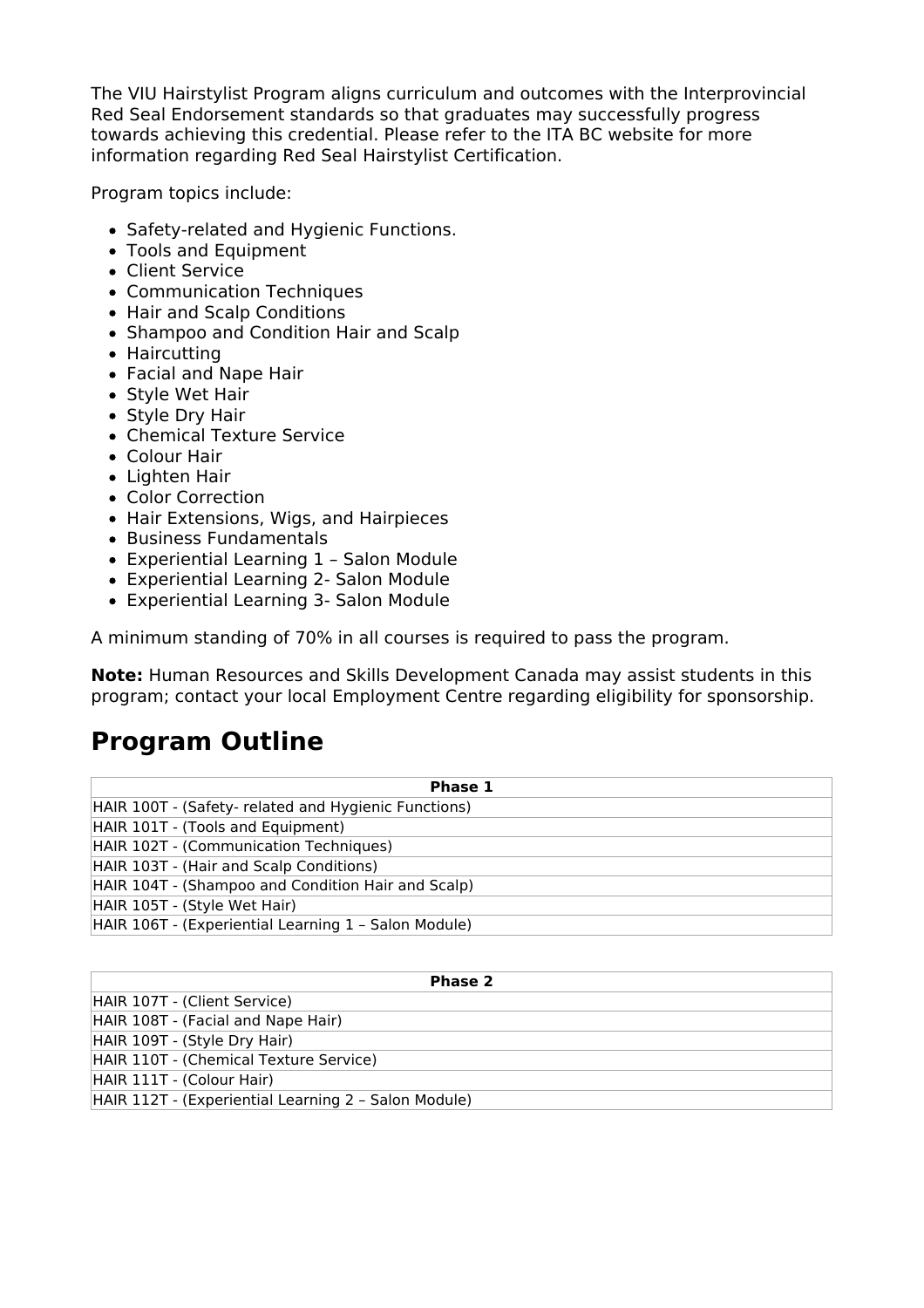The VIU Hairstylist Program aligns curriculum and outcomes with the Interprovincial Red Seal Endorsement standards so that graduates may successfully progress towards achieving this credential. Please refer to the ITA BC website for more information regarding Red Seal Hairstylist Certification.

Program topics include:

- Safety-related and Hygienic Functions.
- Tools and Equipment
- Client Service
- Communication Techniques
- Hair and Scalp Conditions
- Shampoo and Condition Hair and Scalp
- Haircutting
- Facial and Nape Hair
- Style Wet Hair
- Style Dry Hair
- Chemical Texture Service
- Colour Hair
- Lighten Hair
- Color Correction
- Hair Extensions, Wigs, and Hairpieces
- Business Fundamentals
- Experiential Learning 1 – Salon Module
- Experiential Learning 2- Salon Module
- Experiential Learning 3- Salon Module

A minimum standing of 70% in all courses is required to pass the program.

**Note:** Human Resources and Skills Development Canada may assist students in this program; contact your local Employment Centre regarding eligibility for sponsorship.

## Program Outline

| Phase 1 |
| --- |
| HAIR 100T - (Safety- related and Hygienic Functions) |
| HAIR 101T - (Tools and Equipment) |
| HAIR 102T - (Communication Techniques) |
| HAIR 103T - (Hair and Scalp Conditions) |
| HAIR 104T - (Shampoo and Condition Hair and Scalp) |
| HAIR 105T - (Style Wet Hair) |
| HAIR 106T - (Experiential Learning 1 – Salon Module) |

| Phase 2 |
| --- |
| HAIR 107T - (Client Service) |
| HAIR 108T - (Facial and Nape Hair) |
| HAIR 109T - (Style Dry Hair) |
| HAIR 110T - (Chemical Texture Service) |
| HAIR 111T - (Colour Hair) |
| HAIR 112T - (Experiential Learning 2 – Salon Module) |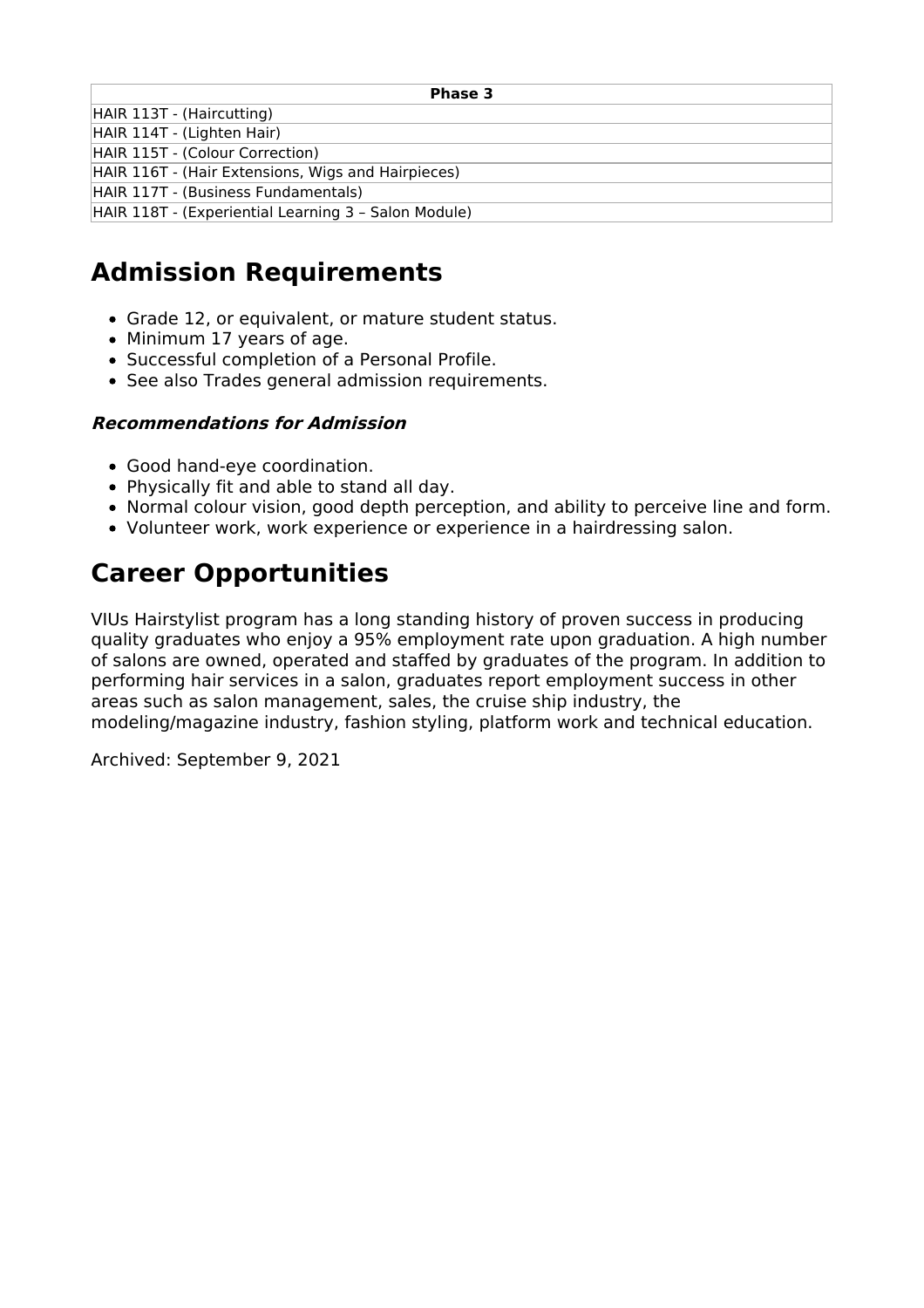| Phase 3 |
| --- |
| HAIR 113T - (Haircutting) |
| HAIR 114T - (Lighten Hair) |
| HAIR 115T - (Colour Correction) |
| HAIR 116T - (Hair Extensions, Wigs and Hairpieces) |
| HAIR 117T - (Business Fundamentals) |
| HAIR 118T - (Experiential Learning 3 – Salon Module) |

## Admission Requirements

- Grade 12, or equivalent, or mature student status.
- Minimum 17 years of age.
- Successful completion of a Personal Profile.
- See also Trades general admission requirements.

### *Recommendations for Admission*

- Good hand-eye coordination.
- Physically fit and able to stand all day.
- Normal colour vision, good depth perception, and ability to perceive line and form.
- Volunteer work, work experience or experience in a hairdressing salon.

## Career Opportunities

VIUs Hairstylist program has a long standing history of proven success in producing quality graduates who enjoy a 95% employment rate upon graduation. A high number of salons are owned, operated and staffed by graduates of the program. In addition to performing hair services in a salon, graduates report employment success in other areas such as salon management, sales, the cruise ship industry, the modeling/magazine industry, fashion styling, platform work and technical education.

Archived: September 9, 2021